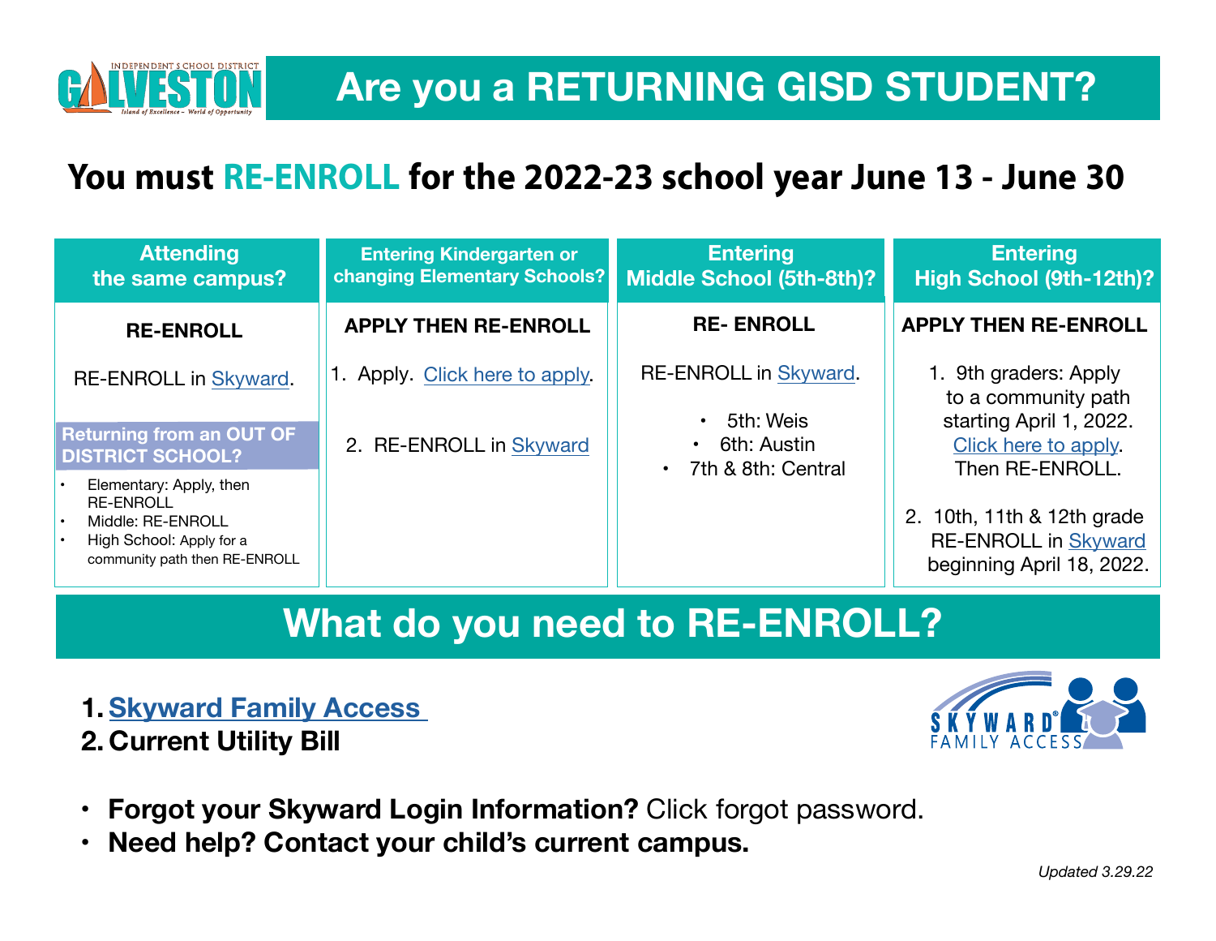# Are you a RETURNING GISD STUDENT?

## You must RE-ENROLL for the 2022-23 school year June 13 - June 30

| Attending the same campus? | Entering Kindergarten or changing Elementary Schools? | Entering Middle School (5th-8th)? | Entering High School (9th-12th)? |
|---|---|---|---|
| **RE-ENROLL**<br><br>RE-ENROLL in Skyward.<br><br>**Returning from an OUT OF DISTRICT SCHOOL?**<br>• Elementary: Apply, then RE-ENROLL<br>• Middle: RE-ENROLL<br>• High School: Apply for a community path then RE-ENROLL | **APPLY THEN RE-ENROLL**<br><br>1. Apply. Click here to apply.<br><br>2. RE-ENROLL in Skyward | **RE- ENROLL**<br><br>RE-ENROLL in Skyward.<br><br>• 5th: Weis<br>• 6th: Austin<br>• 7th & 8th: Central | **APPLY THEN RE-ENROLL**<br><br>1. 9th graders: Apply to a community path starting April 1, 2022. Click here to apply. Then RE-ENROLL.<br><br>2. 10th, 11th & 12th grade RE-ENROLL in Skyward beginning April 18, 2022. |

# What do you need to RE-ENROLL?

1. **Skyward Family Access**
2. **Current Utility Bill**

SKYWARD FAMILY ACCESS

- **Forgot your Skyward Login Information?** Click forgot password.
- **Need help? Contact your child's current campus.**

*Updated 3.29.22*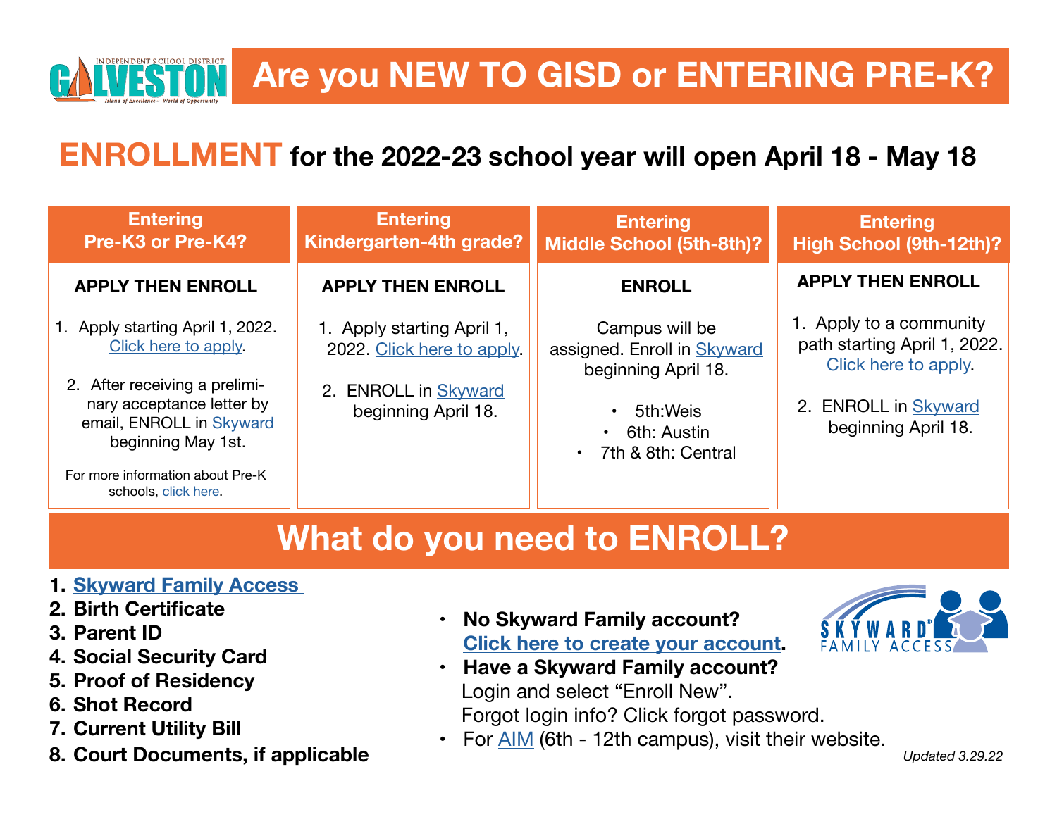# Are you NEW TO GISD or ENTERING PRE-K?

## ENROLLMENT for the 2022-23 school year will open April 18 - May 18

| Entering Pre-K3 or Pre-K4? | Entering Kindergarten-4th grade? | Entering Middle School (5th-8th)? | Entering High School (9th-12th)? |
|---|---|---|---|
| **APPLY THEN ENROLL**<br>1. Apply starting April 1, 2022. Click here to apply.<br>2. After receiving a preliminary acceptance letter by email, ENROLL in Skyward beginning May 1st.<br>For more information about Pre-K schools, click here. | **APPLY THEN ENROLL**<br>1. Apply starting April 1, 2022. Click here to apply.<br>2. ENROLL in Skyward beginning April 18. | **ENROLL**<br>Campus will be assigned. Enroll in Skyward beginning April 18.<br>• 5th: Weis<br>• 6th: Austin<br>• 7th & 8th: Central | **APPLY THEN ENROLL**<br>1. Apply to a community path starting April 1, 2022. Click here to apply.<br>2. ENROLL in Skyward beginning April 18. |

## What do you need to ENROLL?

1. **Skyward Family Access**
2. **Birth Certificate**
3. **Parent ID**
4. **Social Security Card**
5. **Proof of Residency**
6. **Shot Record**
7. **Current Utility Bill**
8. **Court Documents, if applicable**

- **No Skyward Family account?** **Click here to create your account.**
- **Have a Skyward Family account?** Login and select "Enroll New". Forgot login info? Click forgot password.
- For AIM (6th - 12th campus), visit their website.

*Updated 3.29.22*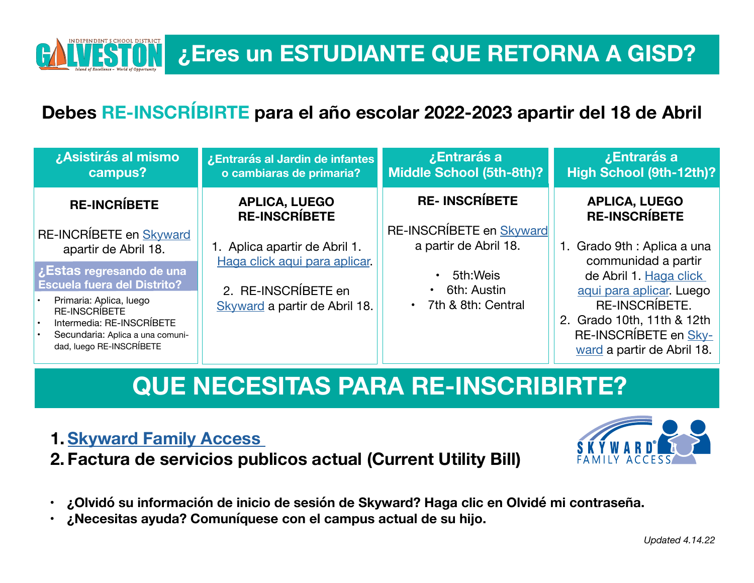# ¿Eres un ESTUDIANTE QUE RETORNA A GISD?

## Debes RE-INSCRÍBIRTE para el año escolar 2022-2023 apartir del 18 de Abril

| ¿Asistirás al mismo campus? | ¿Entrarás al Jardin de infantes o cambiaras de primaria? | ¿Entrarás a Middle School (5th-8th)? | ¿Entrarás a High School (9th-12th)? |
|---|---|---|---|
| **RE-INCRÍBETE**<br><br>RE-INCRÍBETE en Skyward apartir de Abril 18.<br><br>**¿Estas regresando de una Escuela fuera del Distrito?**<br>• Primaria: Aplica, luego RE-INSCRÍBETE<br>• Intermedia: RE-INSCRÍBETE<br>• Secundaria: Aplica a una comunidad, luego RE-INSCRÍBETE | **APLICA, LUEGO RE-INSCRÍBETE**<br><br>1. Aplica apartir de Abril 1. Haga click aqui para aplicar.<br><br>2. RE-INSCRÍBETE en Skyward a partir de Abril 18. | **RE- INSCRÍBETE**<br><br>RE-INSCRÍBETE en Skyward a partir de Abril 18.<br><br>• 5th:Weis<br>• 6th: Austin<br>• 7th & 8th: Central | **APLICA, LUEGO RE-INSCRÍBETE**<br><br>1. Grado 9th : Aplica a una comunidad a partir de Abril 1. Haga click aqui para aplicar. Luego RE-INSCRÍBETE.<br>2. Grado 10th, 11th & 12th RE-INSCRÍBETE en Skyward a partir de Abril 18. |

## QUE NECESITAS PARA RE-INSCRIBIRTE?

1. **Skyward Family Access**
2. **Factura de servicios publicos actual (Current Utility Bill)**

- **¿Olvidó su información de inicio de sesión de Skyward? Haga clic en Olvidé mi contraseña.**
- **¿Necesitas ayuda? Comuníquese con el campus actual de su hijo.**

*Updated 4.14.22*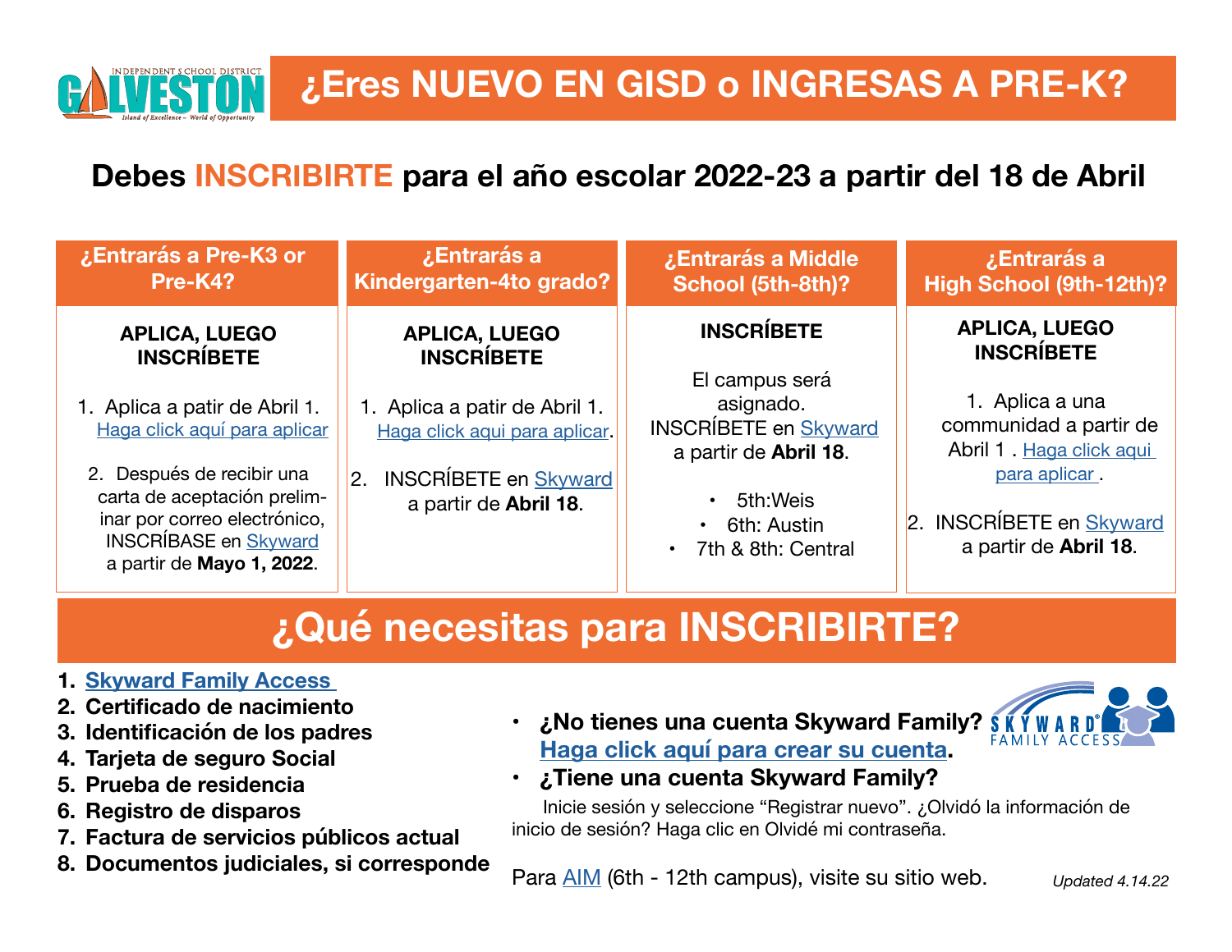# ¿Eres NUEVO EN GISD o INGRESAS A PRE-K?

## Debes INSCRIBIRTE para el año escolar 2022-23 a partir del 18 de Abril

| ¿Entrarás a Pre-K3 or Pre-K4? | ¿Entrarás a Kindergarten-4to grado? | ¿Entrarás a Middle School (5th-8th)? | ¿Entrarás a High School (9th-12th)? |
|---|---|---|---|
| **APLICA, LUEGO INSCRÍBETE**<br><br>1. Aplica a patir de Abril 1. Haga click aquí para aplicar<br><br>2. Después de recibir una carta de aceptación preliminar por correo electrónico, INSCRÍBASE en Skyward a partir de **Mayo 1, 2022**. | **APLICA, LUEGO INSCRÍBETE**<br><br>1. Aplica a patir de Abril 1. Haga click aqui para aplicar.<br><br>2. INSCRÍBETE en Skyward a partir de **Abril 18**. | **INSCRÍBETE**<br><br>El campus será asignado. INSCRÍBETE en Skyward a partir de **Abril 18**.<br><br>• 5th:Weis<br>• 6th: Austin<br>• 7th & 8th: Central | **APLICA, LUEGO INSCRÍBETE**<br><br>1. Aplica a una communidad a partir de Abril 1 . Haga click aqui para aplicar .<br><br>2. INSCRÍBETE en Skyward a partir de **Abril 18**. |

## ¿Qué necesitas para INSCRIBIRTE?

1. **Skyward Family Access**
2. **Certificado de nacimiento**
3. **Identificación de los padres**
4. **Tarjeta de seguro Social**
5. **Prueba de residencia**
6. **Registro de disparos**
7. **Factura de servicios públicos actual**
8. **Documentos judiciales, si corresponde**

- **¿No tienes una cuenta Skyward Family? Haga click aquí para crear su cuenta.**
- **¿Tiene una cuenta Skyward Family?**

Inicie sesión y seleccione "Registrar nuevo". ¿Olvidó la información de inicio de sesión? Haga clic en Olvidé mi contraseña.

Para AIM (6th - 12th campus), visite su sitio web.

*Updated 4.14.22*